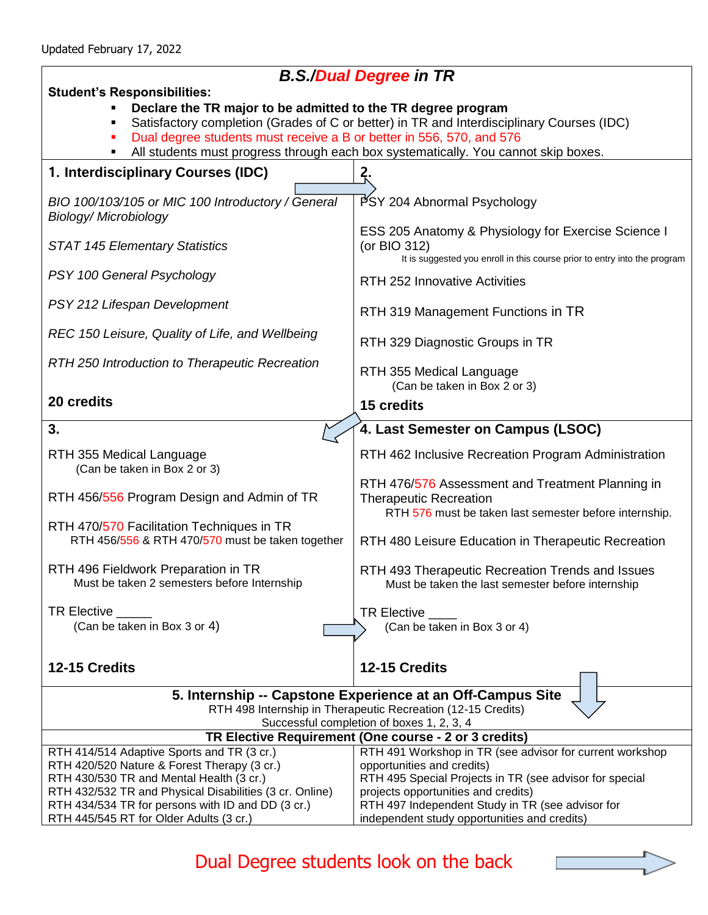Updated February 17, 2022

# B.S./Dual Degree in TR

**Student's Responsibilities:**

- **Declare the TR major to be admitted to the TR degree program**
- Satisfactory completion (Grades of C or better) in TR and Interdisciplinary Courses (IDC)
- Dual degree students must receive a B or better in 556, 570, and 576
- All students must progress through each box systematically. You cannot skip boxes.

## 1. Interdisciplinary Courses (IDC)

*BIO 100/103/105 or MIC 100 Introductory / General Biology/ Microbiology*

*STAT 145 Elementary Statistics*

*PSY 100 General Psychology*

*PSY 212 Lifespan Development*

*REC 150 Leisure, Quality of Life, and Wellbeing*

*RTH 250 Introduction to Therapeutic Recreation*

**20 credits**

## 2.

PSY 204 Abnormal Psychology

ESS 205 Anatomy & Physiology for Exercise Science I (or BIO 312)
It is suggested you enroll in this course prior to entry into the program

RTH 252 Innovative Activities

RTH 319 Management Functions in TR

RTH 329 Diagnostic Groups in TR

RTH 355 Medical Language
(Can be taken in Box 2 or 3)

**15 credits**

## 3.

RTH 355 Medical Language
(Can be taken in Box 2 or 3)

RTH 456/556 Program Design and Admin of TR

RTH 470/570 Facilitation Techniques in TR
RTH 456/556 & RTH 470/570 must be taken together

RTH 496 Fieldwork Preparation in TR
Must be taken 2 semesters before Internship

TR Elective _____
(Can be taken in Box 3 or 4)

**12-15 Credits**

## 4. Last Semester on Campus (LSOC)

RTH 462 Inclusive Recreation Program Administration

RTH 476/576 Assessment and Treatment Planning in Therapeutic Recreation
RTH 576 must be taken last semester before internship.

RTH 480 Leisure Education in Therapeutic Recreation

RTH 493 Therapeutic Recreation Trends and Issues
Must be taken the last semester before internship

TR Elective ____
(Can be taken in Box 3 or 4)

**12-15 Credits**

## 5. Internship -- Capstone Experience at an Off-Campus Site

RTH 498 Internship in Therapeutic Recreation (12-15 Credits)
Successful completion of boxes 1, 2, 3, 4

## TR Elective Requirement (One course - 2 or 3 credits)

| | |
|---|---|
| RTH 414/514 Adaptive Sports and TR (3 cr.) | RTH 491 Workshop in TR (see advisor for current workshop opportunities and credits) |
| RTH 420/520 Nature & Forest Therapy (3 cr.) | RTH 495 Special Projects in TR (see advisor for special projects opportunities and credits) |
| RTH 430/530 TR and Mental Health (3 cr.) | RTH 497 Independent Study in TR (see advisor for independent study opportunities and credits) |
| RTH 432/532 TR and Physical Disabilities (3 cr. Online) | |
| RTH 434/534 TR for persons with ID and DD (3 cr.) | |
| RTH 445/545 RT for Older Adults (3 cr.) | |

Dual Degree students look on the back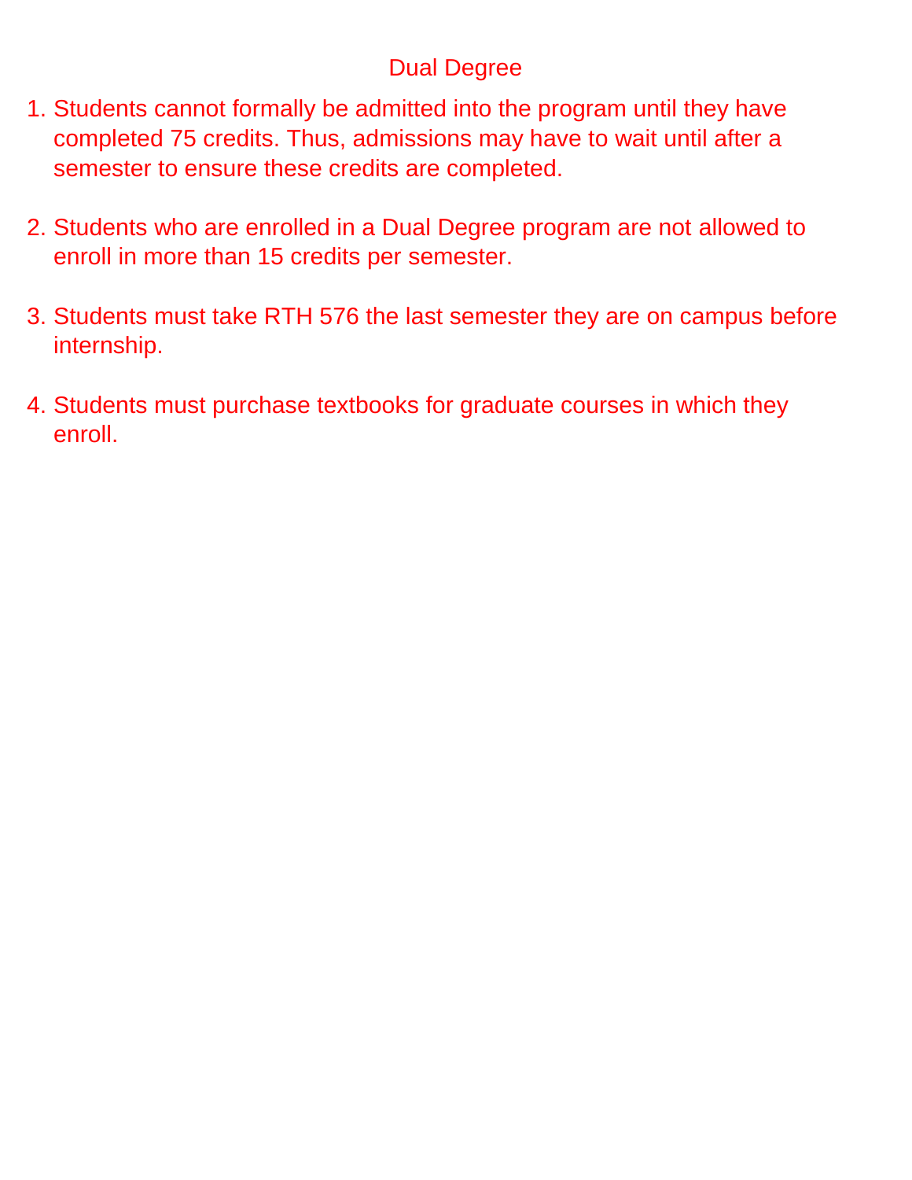# Dual Degree

1. Students cannot formally be admitted into the program until they have completed 75 credits. Thus, admissions may have to wait until after a semester to ensure these credits are completed.

2. Students who are enrolled in a Dual Degree program are not allowed to enroll in more than 15 credits per semester.

3. Students must take RTH 576 the last semester they are on campus before internship.

4. Students must purchase textbooks for graduate courses in which they enroll.